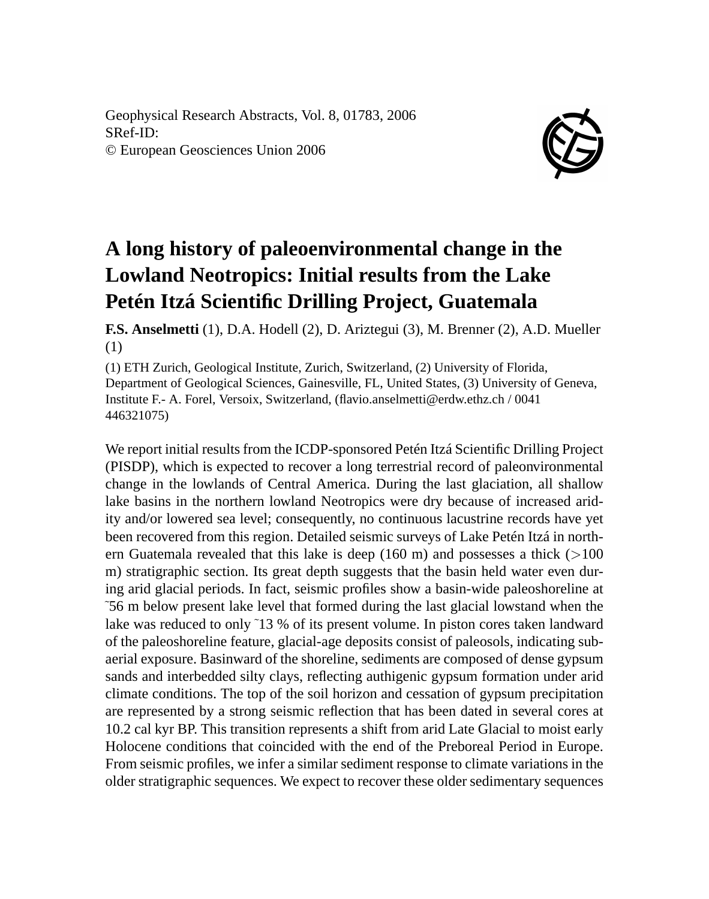Geophysical Research Abstracts, Vol. 8, 01783, 2006
SRef-ID:
© European Geosciences Union 2006

# A long history of paleoenvironmental change in the Lowland Neotropics: Initial results from the Lake Petén Itzá Scientific Drilling Project, Guatemala

**F.S. Anselmetti** (1), D.A. Hodell (2), D. Ariztegui (3), M. Brenner (2), A.D. Mueller (1)

(1) ETH Zurich, Geological Institute, Zurich, Switzerland, (2) University of Florida, Department of Geological Sciences, Gainesville, FL, United States, (3) University of Geneva, Institute F.- A. Forel, Versoix, Switzerland, (flavio.anselmetti@erdw.ethz.ch / 0041 446321075)

We report initial results from the ICDP-sponsored Petén Itzá Scientific Drilling Project (PISDP), which is expected to recover a long terrestrial record of paleonvironmental change in the lowlands of Central America. During the last glaciation, all shallow lake basins in the northern lowland Neotropics were dry because of increased aridity and/or lowered sea level; consequently, no continuous lacustrine records have yet been recovered from this region. Detailed seismic surveys of Lake Petén Itzá in northern Guatemala revealed that this lake is deep (160 m) and possesses a thick (>100 m) stratigraphic section. Its great depth suggests that the basin held water even during arid glacial periods. In fact, seismic profiles show a basin-wide paleoshoreline at ~56 m below present lake level that formed during the last glacial lowstand when the lake was reduced to only ~13 % of its present volume. In piston cores taken landward of the paleoshoreline feature, glacial-age deposits consist of paleosols, indicating subaerial exposure. Basinward of the shoreline, sediments are composed of dense gypsum sands and interbedded silty clays, reflecting authigenic gypsum formation under arid climate conditions. The top of the soil horizon and cessation of gypsum precipitation are represented by a strong seismic reflection that has been dated in several cores at 10.2 cal kyr BP. This transition represents a shift from arid Late Glacial to moist early Holocene conditions that coincided with the end of the Preboreal Period in Europe. From seismic profiles, we infer a similar sediment response to climate variations in the older stratigraphic sequences. We expect to recover these older sedimentary sequences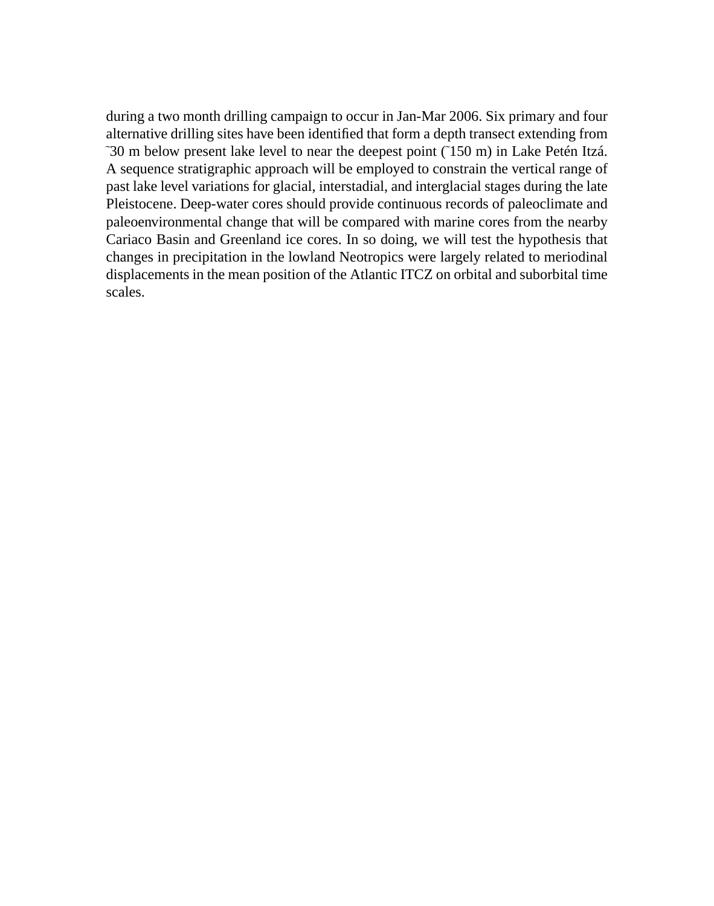during a two month drilling campaign to occur in Jan-Mar 2006. Six primary and four alternative drilling sites have been identified that form a depth transect extending from ˜30 m below present lake level to near the deepest point (˜150 m) in Lake Petén Itzá. A sequence stratigraphic approach will be employed to constrain the vertical range of past lake level variations for glacial, interstadial, and interglacial stages during the late Pleistocene. Deep-water cores should provide continuous records of paleoclimate and paleoenvironmental change that will be compared with marine cores from the nearby Cariaco Basin and Greenland ice cores. In so doing, we will test the hypothesis that changes in precipitation in the lowland Neotropics were largely related to meriodinal displacements in the mean position of the Atlantic ITCZ on orbital and suborbital time scales.